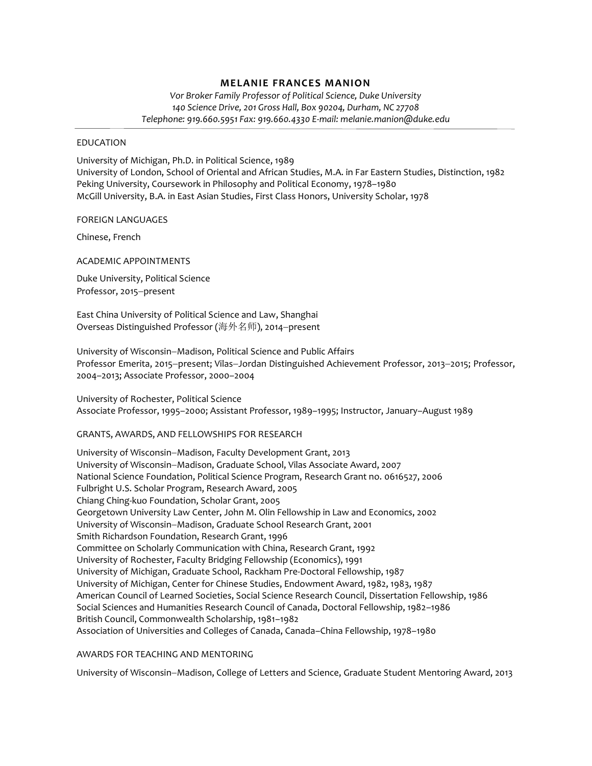# MELANIE FRANCES MANION

*Vor Broker Family Professor of Political Science, Duke University*
*140 Science Drive, 201 Gross Hall, Box 90204, Durham, NC 27708*
*Telephone: 919.660.5951 Fax: 919.660.4330 E-mail: melanie.manion@duke.edu*

## EDUCATION

University of Michigan, Ph.D. in Political Science, 1989
University of London, School of Oriental and African Studies, M.A. in Far Eastern Studies, Distinction, 1982
Peking University, Coursework in Philosophy and Political Economy, 1978–1980
McGill University, B.A. in East Asian Studies, First Class Honors, University Scholar, 1978

## FOREIGN LANGUAGES

Chinese, French

## ACADEMIC APPOINTMENTS

Duke University, Political Science
Professor, 2015–present

East China University of Political Science and Law, Shanghai
Overseas Distinguished Professor (海外名师), 2014–present

University of Wisconsin–Madison, Political Science and Public Affairs
Professor Emerita, 2015–present; Vilas–Jordan Distinguished Achievement Professor, 2013–2015; Professor, 2004–2013; Associate Professor, 2000–2004

University of Rochester, Political Science
Associate Professor, 1995–2000; Assistant Professor, 1989–1995; Instructor, January–August 1989

## GRANTS, AWARDS, AND FELLOWSHIPS FOR RESEARCH

University of Wisconsin–Madison, Faculty Development Grant, 2013
University of Wisconsin–Madison, Graduate School, Vilas Associate Award, 2007
National Science Foundation, Political Science Program, Research Grant no. 0616527, 2006
Fulbright U.S. Scholar Program, Research Award, 2005
Chiang Ching-kuo Foundation, Scholar Grant, 2005
Georgetown University Law Center, John M. Olin Fellowship in Law and Economics, 2002
University of Wisconsin–Madison, Graduate School Research Grant, 2001
Smith Richardson Foundation, Research Grant, 1996
Committee on Scholarly Communication with China, Research Grant, 1992
University of Rochester, Faculty Bridging Fellowship (Economics), 1991
University of Michigan, Graduate School, Rackham Pre-Doctoral Fellowship, 1987
University of Michigan, Center for Chinese Studies, Endowment Award, 1982, 1983, 1987
American Council of Learned Societies, Social Science Research Council, Dissertation Fellowship, 1986
Social Sciences and Humanities Research Council of Canada, Doctoral Fellowship, 1982–1986
British Council, Commonwealth Scholarship, 1981–1982
Association of Universities and Colleges of Canada, Canada–China Fellowship, 1978–1980

## AWARDS FOR TEACHING AND MENTORING

University of Wisconsin–Madison, College of Letters and Science, Graduate Student Mentoring Award, 2013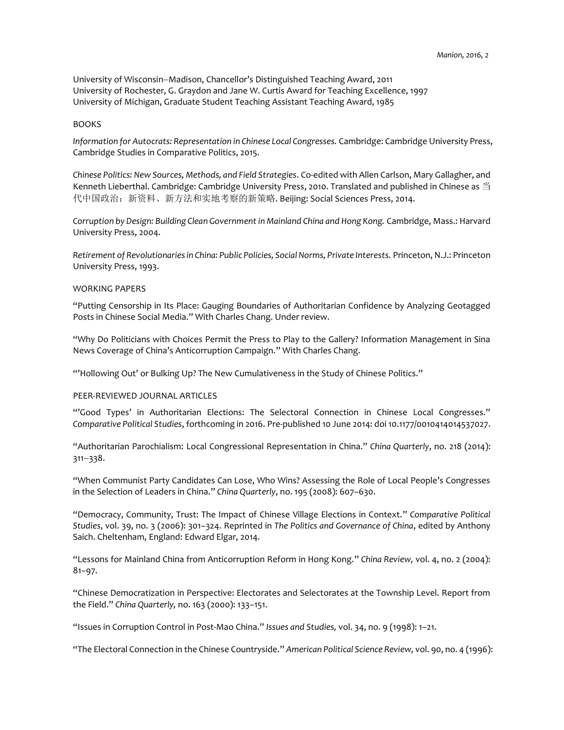University of Wisconsin–Madison, Chancellor's Distinguished Teaching Award, 2011
University of Rochester, G. Graydon and Jane W. Curtis Award for Teaching Excellence, 1997
University of Michigan, Graduate Student Teaching Assistant Teaching Award, 1985

## BOOKS

*Information for Autocrats: Representation in Chinese Local Congresses.* Cambridge: Cambridge University Press, Cambridge Studies in Comparative Politics, 2015.

*Chinese Politics: New Sources, Methods, and Field Strategies*. Co-edited with Allen Carlson, Mary Gallagher, and Kenneth Lieberthal. Cambridge: Cambridge University Press, 2010. Translated and published in Chinese as 当代中国政治：新资料、新方法和实地考察的新策略. Beijing: Social Sciences Press, 2014.

*Corruption by Design: Building Clean Government in Mainland China and Hong Kong.* Cambridge, Mass.: Harvard University Press, 2004.

*Retirement of Revolutionaries in China: Public Policies, Social Norms, Private Interests.* Princeton, N.J.: Princeton University Press, 1993.

## WORKING PAPERS

"Putting Censorship in Its Place: Gauging Boundaries of Authoritarian Confidence by Analyzing Geotagged Posts in Chinese Social Media." With Charles Chang. Under review.

"Why Do Politicians with Choices Permit the Press to Play to the Gallery? Information Management in Sina News Coverage of China's Anticorruption Campaign." With Charles Chang.

"'Hollowing Out' or Bulking Up? The New Cumulativeness in the Study of Chinese Politics."

## PEER-REVIEWED JOURNAL ARTICLES

"'Good Types' in Authoritarian Elections: The Selectoral Connection in Chinese Local Congresses." *Comparative Political Studies*, forthcoming in 2016. Pre-published 10 June 2014: doi 10.1177/0010414014537027.

"Authoritarian Parochialism: Local Congressional Representation in China." *China Quarterly*, no. 218 (2014): 311–338.

"When Communist Party Candidates Can Lose, Who Wins? Assessing the Role of Local People's Congresses in the Selection of Leaders in China." *China Quarterly*, no. 195 (2008): 607–630.

"Democracy, Community, Trust: The Impact of Chinese Village Elections in Context." *Comparative Political Studies*, vol. 39, no. 3 (2006): 301–324. Reprinted in *The Politics and Governance of China*, edited by Anthony Saich. Cheltenham, England: Edward Elgar, 2014.

"Lessons for Mainland China from Anticorruption Reform in Hong Kong." *China Review,* vol. 4, no. 2 (2004): 81–97.

"Chinese Democratization in Perspective: Electorates and Selectorates at the Township Level. Report from the Field." *China Quarterly,* no. 163 (2000): 133–151.

"Issues in Corruption Control in Post-Mao China." *Issues and Studies,* vol. 34, no. 9 (1998): 1–21.

"The Electoral Connection in the Chinese Countryside." *American Political Science Review,* vol. 90, no. 4 (1996):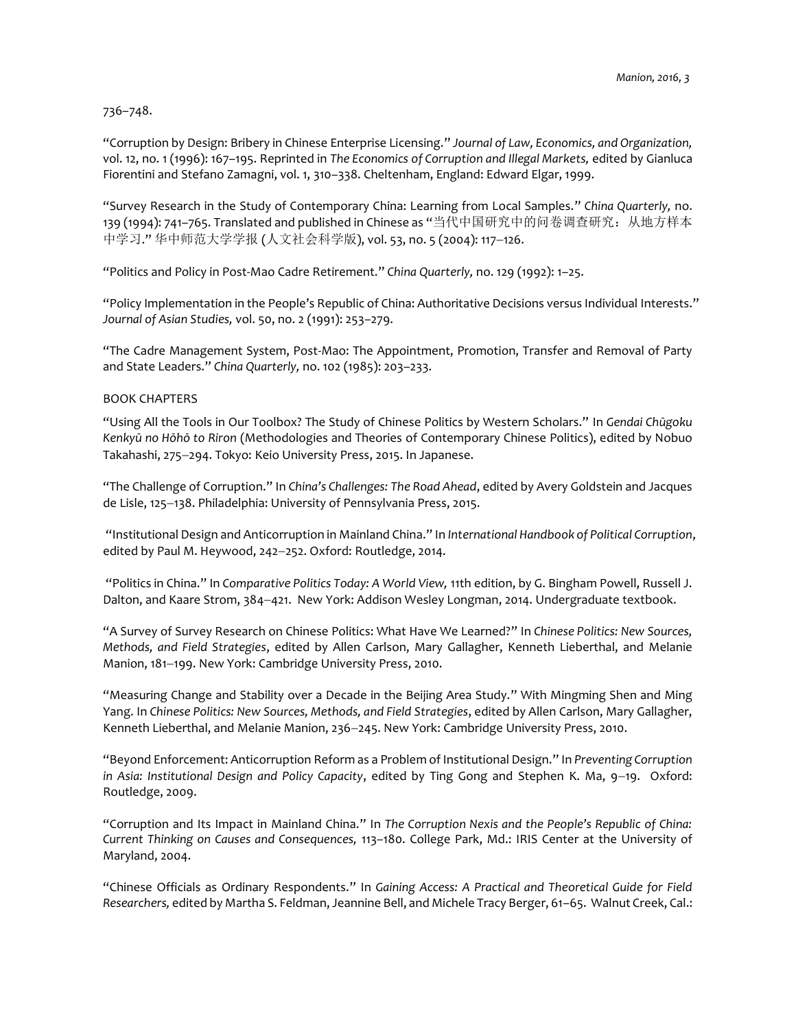736–748.

"Corruption by Design: Bribery in Chinese Enterprise Licensing." *Journal of Law, Economics, and Organization,* vol. 12, no. 1 (1996): 167–195. Reprinted in *The Economics of Corruption and Illegal Markets,* edited by Gianluca Fiorentini and Stefano Zamagni, vol. 1, 310–338. Cheltenham, England: Edward Elgar, 1999.

"Survey Research in the Study of Contemporary China: Learning from Local Samples." *China Quarterly,* no. 139 (1994): 741–765. Translated and published in Chinese as "当代中国研究中的问卷调查研究：从地方样本中学习." 华中师范大学学报 (人文社会科学版), vol. 53, no. 5 (2004): 117–126.

"Politics and Policy in Post-Mao Cadre Retirement." *China Quarterly,* no. 129 (1992): 1–25.

"Policy Implementation in the People's Republic of China: Authoritative Decisions versus Individual Interests." *Journal of Asian Studies,* vol. 50, no. 2 (1991): 253–279.

"The Cadre Management System, Post-Mao: The Appointment, Promotion, Transfer and Removal of Party and State Leaders." *China Quarterly,* no. 102 (1985): 203–233.

BOOK CHAPTERS

"Using All the Tools in Our Toolbox? The Study of Chinese Politics by Western Scholars." In *Gendai Chūgoku Kenkyū no Hōhō to Riron* (Methodologies and Theories of Contemporary Chinese Politics), edited by Nobuo Takahashi, 275–294. Tokyo: Keio University Press, 2015. In Japanese.

"The Challenge of Corruption." In *China's Challenges: The Road Ahead*, edited by Avery Goldstein and Jacques de Lisle, 125–138. Philadelphia: University of Pennsylvania Press, 2015.

"Institutional Design and Anticorruption in Mainland China." In *International Handbook of Political Corruption*, edited by Paul M. Heywood, 242–252. Oxford: Routledge, 2014.

"Politics in China." In *Comparative Politics Today: A World View,* 11th edition, by G. Bingham Powell, Russell J. Dalton, and Kaare Strom, 384–421. New York: Addison Wesley Longman, 2014. Undergraduate textbook.

"A Survey of Survey Research on Chinese Politics: What Have We Learned?" In *Chinese Politics: New Sources, Methods, and Field Strategies*, edited by Allen Carlson, Mary Gallagher, Kenneth Lieberthal, and Melanie Manion, 181–199. New York: Cambridge University Press, 2010.

"Measuring Change and Stability over a Decade in the Beijing Area Study." With Mingming Shen and Ming Yang. In *Chinese Politics: New Sources, Methods, and Field Strategies*, edited by Allen Carlson, Mary Gallagher, Kenneth Lieberthal, and Melanie Manion, 236–245. New York: Cambridge University Press, 2010.

"Beyond Enforcement: Anticorruption Reform as a Problem of Institutional Design." In *Preventing Corruption in Asia: Institutional Design and Policy Capacity*, edited by Ting Gong and Stephen K. Ma, 9–19. Oxford: Routledge, 2009.

"Corruption and Its Impact in Mainland China." In *The Corruption Nexis and the People's Republic of China: Current Thinking on Causes and Consequences,* 113–180. College Park, Md.: IRIS Center at the University of Maryland, 2004.

"Chinese Officials as Ordinary Respondents." In *Gaining Access: A Practical and Theoretical Guide for Field Researchers,* edited by Martha S. Feldman, Jeannine Bell, and Michele Tracy Berger, 61–65. Walnut Creek, Cal.: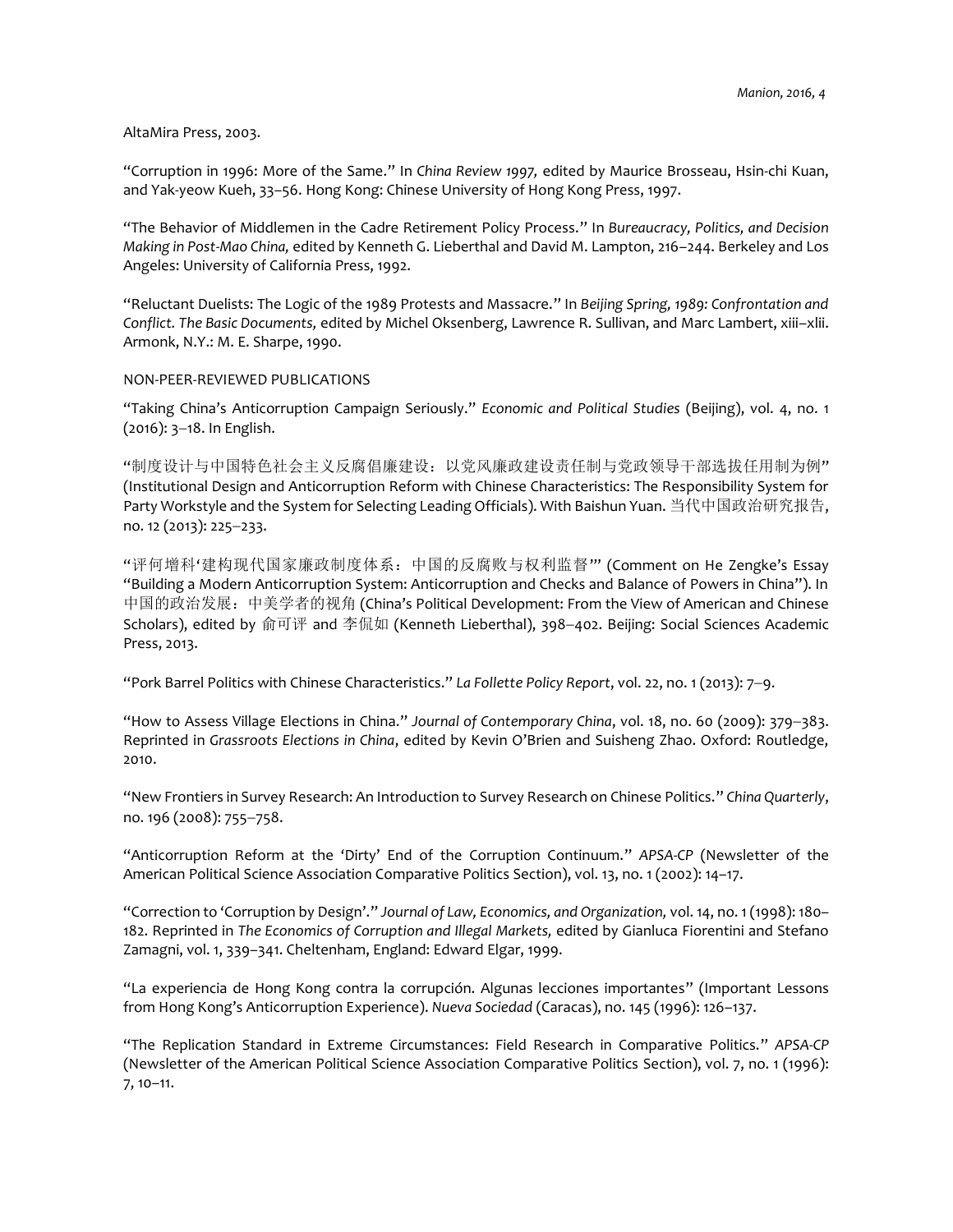AltaMira Press, 2003.

"Corruption in 1996: More of the Same." In *China Review 1997,* edited by Maurice Brosseau, Hsin-chi Kuan, and Yak-yeow Kueh, 33–56. Hong Kong: Chinese University of Hong Kong Press, 1997.

"The Behavior of Middlemen in the Cadre Retirement Policy Process." In *Bureaucracy, Politics, and Decision Making in Post-Mao China,* edited by Kenneth G. Lieberthal and David M. Lampton, 216–244. Berkeley and Los Angeles: University of California Press, 1992.

"Reluctant Duelists: The Logic of the 1989 Protests and Massacre." In *Beijing Spring, 1989: Confrontation and Conflict. The Basic Documents,* edited by Michel Oksenberg, Lawrence R. Sullivan, and Marc Lambert, xiii–xlii. Armonk, N.Y.: M. E. Sharpe, 1990.

NON-PEER-REVIEWED PUBLICATIONS

"Taking China's Anticorruption Campaign Seriously." *Economic and Political Studies* (Beijing), vol. 4, no. 1 (2016): 3–18. In English.

"制度设计与中国特色社会主义反腐倡廉建设：以党风廉政建设责任制与党政领导干部选拔任用制为例" (Institutional Design and Anticorruption Reform with Chinese Characteristics: The Responsibility System for Party Workstyle and the System for Selecting Leading Officials). With Baishun Yuan. 当代中国政治研究报告, no. 12 (2013): 225–233.

"评何增科'建构现代国家廉政制度体系：中国的反腐败与权利监督'" (Comment on He Zengke's Essay "Building a Modern Anticorruption System: Anticorruption and Checks and Balance of Powers in China"). In 中国的政治发展：中美学者的视角 (China's Political Development: From the View of American and Chinese Scholars), edited by 俞可评 and 李侃如 (Kenneth Lieberthal), 398–402. Beijing: Social Sciences Academic Press, 2013.

"Pork Barrel Politics with Chinese Characteristics." *La Follette Policy Report*, vol. 22, no. 1 (2013): 7–9.

"How to Assess Village Elections in China." *Journal of Contemporary China*, vol. 18, no. 60 (2009): 379–383. Reprinted in *Grassroots Elections in China*, edited by Kevin O'Brien and Suisheng Zhao. Oxford: Routledge, 2010.

"New Frontiers in Survey Research: An Introduction to Survey Research on Chinese Politics." *China Quarterly*, no. 196 (2008): 755–758.

"Anticorruption Reform at the 'Dirty' End of the Corruption Continuum." *APSA-CP* (Newsletter of the American Political Science Association Comparative Politics Section), vol. 13, no. 1 (2002): 14–17.

"Correction to 'Corruption by Design'." *Journal of Law, Economics, and Organization,* vol. 14, no. 1 (1998): 180–182. Reprinted in *The Economics of Corruption and Illegal Markets,* edited by Gianluca Fiorentini and Stefano Zamagni, vol. 1, 339–341. Cheltenham, England: Edward Elgar, 1999.

"La experiencia de Hong Kong contra la corrupción. Algunas lecciones importantes" (Important Lessons from Hong Kong's Anticorruption Experience). *Nueva Sociedad* (Caracas), no. 145 (1996): 126–137.

"The Replication Standard in Extreme Circumstances: Field Research in Comparative Politics." *APSA-CP* (Newsletter of the American Political Science Association Comparative Politics Section), vol. 7, no. 1 (1996): 7, 10–11.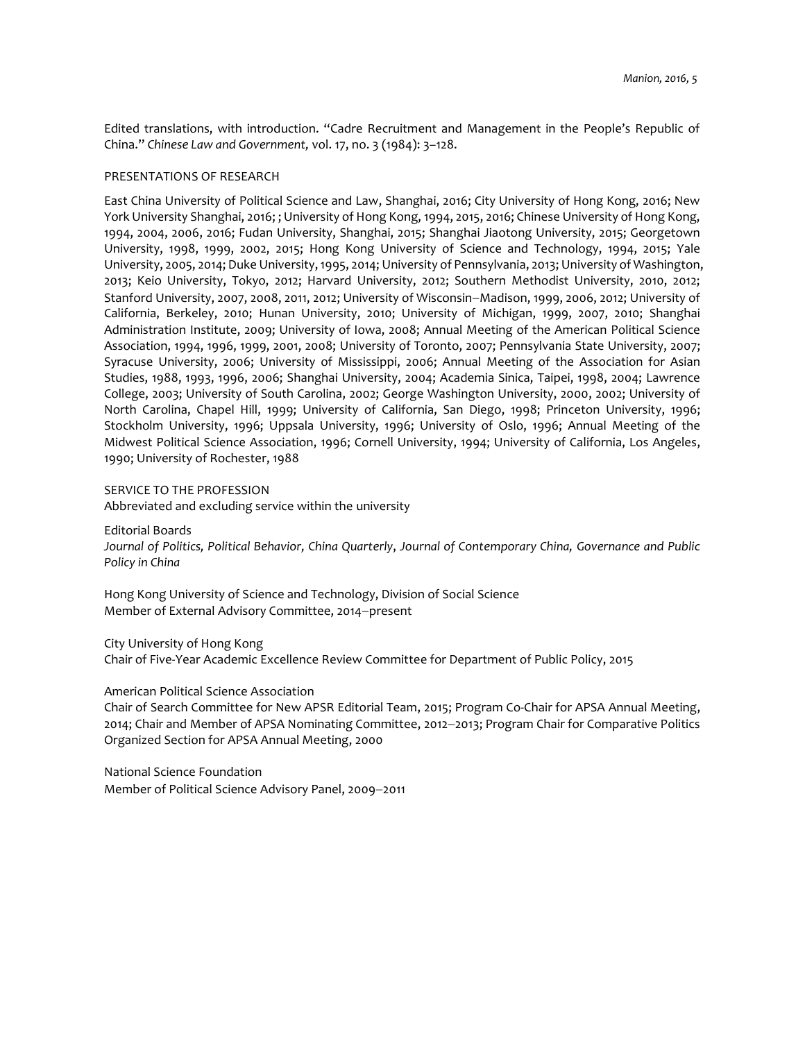Edited translations, with introduction. "Cadre Recruitment and Management in the People's Republic of China." *Chinese Law and Government,* vol. 17, no. 3 (1984): 3–128.

## PRESENTATIONS OF RESEARCH

East China University of Political Science and Law, Shanghai, 2016; City University of Hong Kong, 2016; New York University Shanghai, 2016; ; University of Hong Kong, 1994, 2015, 2016; Chinese University of Hong Kong, 1994, 2004, 2006, 2016; Fudan University, Shanghai, 2015; Shanghai Jiaotong University, 2015; Georgetown University, 1998, 1999, 2002, 2015; Hong Kong University of Science and Technology, 1994, 2015; Yale University, 2005, 2014; Duke University, 1995, 2014; University of Pennsylvania, 2013; University of Washington, 2013; Keio University, Tokyo, 2012; Harvard University, 2012; Southern Methodist University, 2010, 2012; Stanford University, 2007, 2008, 2011, 2012; University of Wisconsin–Madison, 1999, 2006, 2012; University of California, Berkeley, 2010; Hunan University, 2010; University of Michigan, 1999, 2007, 2010; Shanghai Administration Institute, 2009; University of Iowa, 2008; Annual Meeting of the American Political Science Association, 1994, 1996, 1999, 2001, 2008; University of Toronto, 2007; Pennsylvania State University, 2007; Syracuse University, 2006; University of Mississippi, 2006; Annual Meeting of the Association for Asian Studies, 1988, 1993, 1996, 2006; Shanghai University, 2004; Academia Sinica, Taipei, 1998, 2004; Lawrence College, 2003; University of South Carolina, 2002; George Washington University, 2000, 2002; University of North Carolina, Chapel Hill, 1999; University of California, San Diego, 1998; Princeton University, 1996; Stockholm University, 1996; Uppsala University, 1996; University of Oslo, 1996; Annual Meeting of the Midwest Political Science Association, 1996; Cornell University, 1994; University of California, Los Angeles, 1990; University of Rochester, 1988

## SERVICE TO THE PROFESSION

Abbreviated and excluding service within the university

Editorial Boards
*Journal of Politics, Political Behavior, China Quarterly*, *Journal of Contemporary China, Governance and Public Policy in China*

Hong Kong University of Science and Technology, Division of Social Science
Member of External Advisory Committee, 2014–present

City University of Hong Kong
Chair of Five-Year Academic Excellence Review Committee for Department of Public Policy, 2015

American Political Science Association
Chair of Search Committee for New APSR Editorial Team, 2015; Program Co-Chair for APSA Annual Meeting, 2014; Chair and Member of APSA Nominating Committee, 2012–2013; Program Chair for Comparative Politics Organized Section for APSA Annual Meeting, 2000

National Science Foundation
Member of Political Science Advisory Panel, 2009–2011